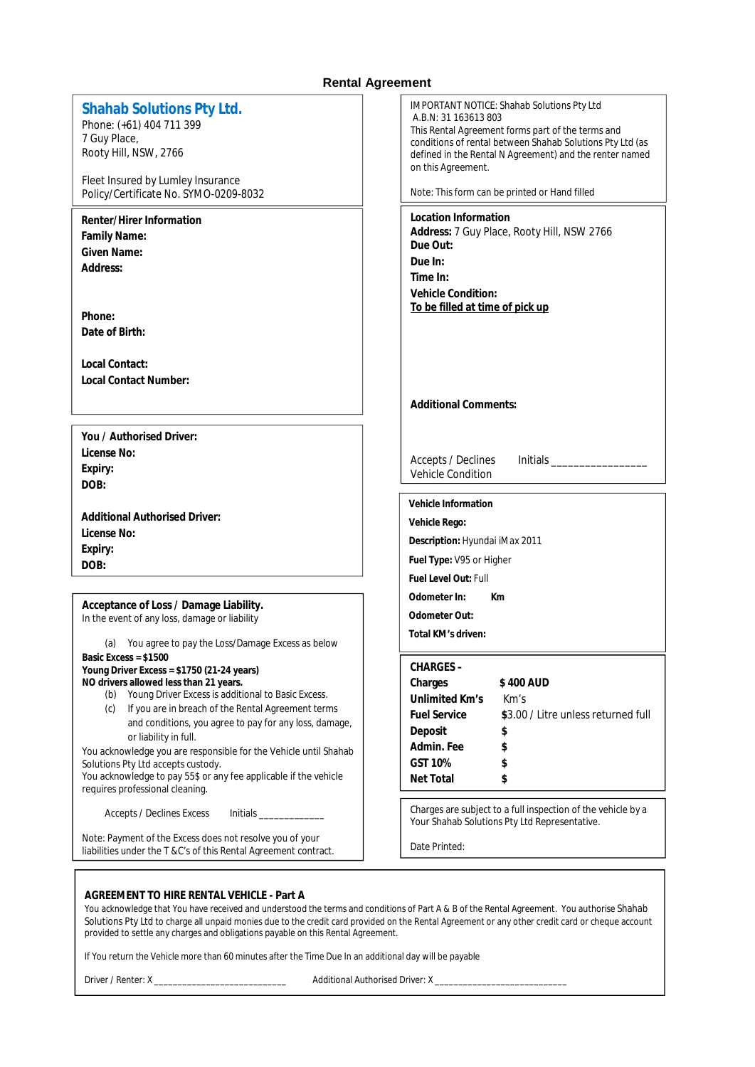# Rental Agreement

## Shahab Solutions Pty Ltd.

Phone: (+61) 404 711 399
7 Guy Place,
Rooty Hill, NSW, 2766

Fleet Insured by Lumley Insurance
Policy/Certificate No. SYMO-0209-8032

IMPORTANT NOTICE: Shahab Solutions Pty Ltd
A.B.N: 31 163613 803
This Rental Agreement forms part of the terms and conditions of rental between Shahab Solutions Pty Ltd (as defined in the Rental N Agreement) and the renter named on this Agreement.

Note: This form can be printed or Hand filled

**Renter/Hirer Information**
**Family Name:**
**Given Name:**
**Address:**

**Phone:**
**Date of Birth:**

**Local Contact:**
**Local Contact Number:**

**Location Information**
**Address:** 7 Guy Place, Rooty Hill, NSW 2766
**Due Out:**
**Due In:**
**Time In:**
**Vehicle Condition:**
**To be filled at time of pick up**

**Additional Comments:**

Accepts / Declines Vehicle Condition  Initials ________________

**You / Authorised Driver:**
**License No:**
**Expiry:**
**DOB:**

**Additional Authorised Driver:**
**License No:**
**Expiry:**
**DOB:**

**Vehicle Information**
**Vehicle Rego:**
**Description:** Hyundai iMax 2011
**Fuel Type:** V95 or Higher
**Fuel Level Out:** Full
**Odometer In:** Km
**Odometer Out:**
**Total KM's driven:**

**Acceptance of Loss / Damage Liability.**
In the event of any loss, damage or liability

(a) You agree to pay the Loss/Damage Excess as below

**Basic Excess = $1500**
**Young Driver Excess = $1750 (21-24 years)**
**NO drivers allowed less than 21 years.**

(b) Young Driver Excess is additional to Basic Excess.
(c) If you are in breach of the Rental Agreement terms and conditions, you agree to pay for any loss, damage, or liability in full.

You acknowledge you are responsible for the Vehicle until Shahab Solutions Pty Ltd accepts custody.
You acknowledge to pay 55$ or any fee applicable if the vehicle requires professional cleaning.

Accepts / Declines Excess  Initials ____________

Note: Payment of the Excess does not resolve you of your liabilities under the T &C's of this Rental Agreement contract.

| **CHARGES –** | |
|---|---|
| **Charges** | **$ 400 AUD** |
| **Unlimited Km's** | Km's |
| **Fuel Service** | $3.00 / Litre unless returned full |
| **Deposit** | **$** |
| **Admin. Fee** | **$** |
| **GST 10%** | **$** |
| **Net Total** | **$** |

Charges are subject to a full inspection of the vehicle by a Your Shahab Solutions Pty Ltd Representative.

Date Printed:

**AGREEMENT TO HIRE RENTAL VEHICLE - Part A**

You acknowledge that You have received and understood the terms and conditions of Part A & B of the Rental Agreement. You authorise Shahab Solutions Pty Ltd to charge all unpaid monies due to the credit card provided on the Rental Agreement or any other credit card or cheque account provided to settle any charges and obligations payable on this Rental Agreement.

If You return the Vehicle more than 60 minutes after the Time Due In an additional day will be payable

Driver / Renter: X ___________________________  Additional Authorised Driver: X ___________________________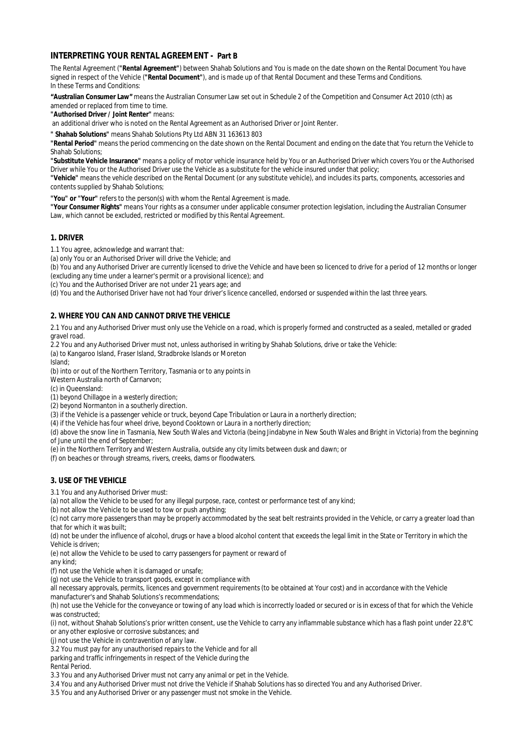## INTERPRETING YOUR RENTAL AGREEMENT - Part B

The Rental Agreement ("**Rental Agreement**") between Shahab Solutions and You is made on the date shown on the Rental Document You have signed in respect of the Vehicle ("**Rental Document**"), and is made up of that Rental Document and these Terms and Conditions. In these Terms and Conditions:

**"Australian Consumer Law"** means the Australian Consumer Law set out in Schedule 2 of the Competition and Consumer Act 2010 (cth) as amended or replaced from time to time.

"**Authorised Driver / Joint Renter**" means:

an additional driver who is noted on the Rental Agreement as an Authorised Driver or Joint Renter.

" **Shahab Solutions**" means Shahab Solutions Pty Ltd ABN 31 163613 803

"**Rental Period**" means the period commencing on the date shown on the Rental Document and ending on the date that You return the Vehicle to Shahab Solutions;

"**Substitute Vehicle Insurance**" means a policy of motor vehicle insurance held by You or an Authorised Driver which covers You or the Authorised Driver while You or the Authorised Driver use the Vehicle as a substitute for the vehicle insured under that policy;

"**Vehicle**" means the vehicle described on the Rental Document (or any substitute vehicle), and includes its parts, components, accessories and contents supplied by Shahab Solutions;

"**You" or "Your**" refers to the person(s) with whom the Rental Agreement is made.

"**Your Consumer Rights**" means Your rights as a consumer under applicable consumer protection legislation, including the Australian Consumer Law, which cannot be excluded, restricted or modified by this Rental Agreement.

### 1. DRIVER

1.1 You agree, acknowledge and warrant that:

(a) only You or an Authorised Driver will drive the Vehicle; and

(b) You and any Authorised Driver are currently licensed to drive the Vehicle and have been so licenced to drive for a period of 12 months or longer (excluding any time under a learner's permit or a provisional licence); and

(c) You and the Authorised Driver are not under 21 years age; and

(d) You and the Authorised Driver have not had Your driver's licence cancelled, endorsed or suspended within the last three years.

### 2. WHERE YOU CAN AND CANNOT DRIVE THE VEHICLE

2.1 You and any Authorised Driver must only use the Vehicle on a road, which is properly formed and constructed as a sealed, metalled or graded gravel road.

2.2 You and any Authorised Driver must not, unless authorised in writing by Shahab Solutions, drive or take the Vehicle:

(a) to Kangaroo Island, Fraser Island, Stradbroke Islands or Moreton Island;

(b) into or out of the Northern Territory, Tasmania or to any points in Western Australia north of Carnarvon;

(c) in Queensland:

(1) beyond Chillagoe in a westerly direction;

(2) beyond Normanton in a southerly direction.

(3) if the Vehicle is a passenger vehicle or truck, beyond Cape Tribulation or Laura in a northerly direction;

(4) if the Vehicle has four wheel drive, beyond Cooktown or Laura in a northerly direction;

(d) above the snow line in Tasmania, New South Wales and Victoria (being Jindabyne in New South Wales and Bright in Victoria) from the beginning of June until the end of September;

(e) in the Northern Territory and Western Australia, outside any city limits between dusk and dawn; or

(f) on beaches or through streams, rivers, creeks, dams or floodwaters.

### 3. USE OF THE VEHICLE

3.1 You and any Authorised Driver must:

(a) not allow the Vehicle to be used for any illegal purpose, race, contest or performance test of any kind;

(b) not allow the Vehicle to be used to tow or push anything;

(c) not carry more passengers than may be properly accommodated by the seat belt restraints provided in the Vehicle, or carry a greater load than that for which it was built;

(d) not be under the influence of alcohol, drugs or have a blood alcohol content that exceeds the legal limit in the State or Territory in which the Vehicle is driven;

(e) not allow the Vehicle to be used to carry passengers for payment or reward of any kind;

(f) not use the Vehicle when it is damaged or unsafe;

(g) not use the Vehicle to transport goods, except in compliance with all necessary approvals, permits, licences and government requirements (to be obtained at Your cost) and in accordance with the Vehicle manufacturer's and Shahab Solutions's recommendations;

(h) not use the Vehicle for the conveyance or towing of any load which is incorrectly loaded or secured or is in excess of that for which the Vehicle was constructed;

(i) not, without Shahab Solutions's prior written consent, use the Vehicle to carry any inflammable substance which has a flash point under 22.8°C or any other explosive or corrosive substances; and

(j) not use the Vehicle in contravention of any law.

3.2 You must pay for any unauthorised repairs to the Vehicle and for all parking and traffic infringements in respect of the Vehicle during the Rental Period.

3.3 You and any Authorised Driver must not carry any animal or pet in the Vehicle.

3.4 You and any Authorised Driver must not drive the Vehicle if Shahab Solutions has so directed You and any Authorised Driver.

3.5 You and any Authorised Driver or any passenger must not smoke in the Vehicle.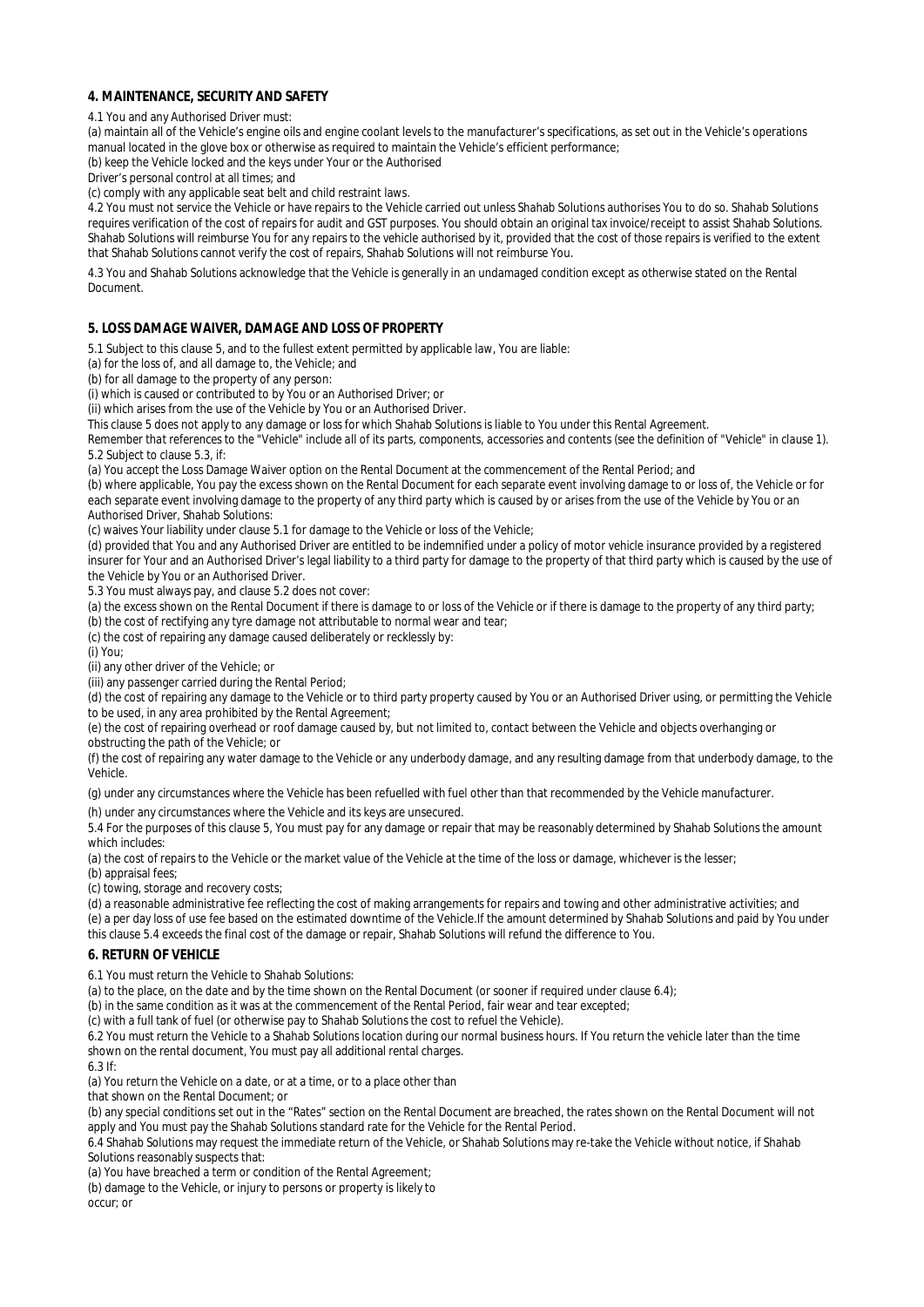### 4. MAINTENANCE, SECURITY AND SAFETY

4.1 You and any Authorised Driver must:

(a) maintain all of the Vehicle's engine oils and engine coolant levels to the manufacturer's specifications, as set out in the Vehicle's operations manual located in the glove box or otherwise as required to maintain the Vehicle's efficient performance;

(b) keep the Vehicle locked and the keys under Your or the Authorised Driver's personal control at all times; and

(c) comply with any applicable seat belt and child restraint laws.

4.2 You must not service the Vehicle or have repairs to the Vehicle carried out unless Shahab Solutions authorises You to do so. Shahab Solutions requires verification of the cost of repairs for audit and GST purposes. You should obtain an original tax invoice/receipt to assist Shahab Solutions. Shahab Solutions will reimburse You for any repairs to the vehicle authorised by it, provided that the cost of those repairs is verified to the extent that Shahab Solutions cannot verify the cost of repairs, Shahab Solutions will not reimburse You.

4.3 You and Shahab Solutions acknowledge that the Vehicle is generally in an undamaged condition except as otherwise stated on the Rental Document.

### 5. LOSS DAMAGE WAIVER, DAMAGE AND LOSS OF PROPERTY

5.1 Subject to this clause 5, and to the fullest extent permitted by applicable law, You are liable:

(a) for the loss of, and all damage to, the Vehicle; and

(b) for all damage to the property of any person:

(i) which is caused or contributed to by You or an Authorised Driver; or

(ii) which arises from the use of the Vehicle by You or an Authorised Driver.

This clause 5 does not apply to any damage or loss for which Shahab Solutions is liable to You under this Rental Agreement.

*Remember that references to the "Vehicle" include all of its parts, components, accessories and contents (see the definition of "Vehicle" in clause 1).*

5.2 Subject to clause 5.3, if:

(a) You accept the Loss Damage Waiver option on the Rental Document at the commencement of the Rental Period; and

(b) where applicable, You pay the excess shown on the Rental Document for each separate event involving damage to or loss of, the Vehicle or for each separate event involving damage to the property of any third party which is caused by or arises from the use of the Vehicle by You or an Authorised Driver, Shahab Solutions:

(c) waives Your liability under clause 5.1 for damage to the Vehicle or loss of the Vehicle;

(d) provided that You and any Authorised Driver are entitled to be indemnified under a policy of motor vehicle insurance provided by a registered insurer for Your and an Authorised Driver's legal liability to a third party for damage to the property of that third party which is caused by the use of the Vehicle by You or an Authorised Driver.

5.3 You must always pay, and clause 5.2 does not cover:

(a) the excess shown on the Rental Document if there is damage to or loss of the Vehicle or if there is damage to the property of any third party;

(b) the cost of rectifying any tyre damage not attributable to normal wear and tear;

(c) the cost of repairing any damage caused deliberately or recklessly by:

(i) You;

(ii) any other driver of the Vehicle; or

(iii) any passenger carried during the Rental Period;

(d) the cost of repairing any damage to the Vehicle or to third party property caused by You or an Authorised Driver using, or permitting the Vehicle to be used, in any area prohibited by the Rental Agreement;

(e) the cost of repairing overhead or roof damage caused by, but not limited to, contact between the Vehicle and objects overhanging or obstructing the path of the Vehicle; or

(f) the cost of repairing any water damage to the Vehicle or any underbody damage, and any resulting damage from that underbody damage, to the Vehicle.

(g) under any circumstances where the Vehicle has been refuelled with fuel other than that recommended by the Vehicle manufacturer.

(h) under any circumstances where the Vehicle and its keys are unsecured.

5.4 For the purposes of this clause 5, You must pay for any damage or repair that may be reasonably determined by Shahab Solutions the amount which includes:

(a) the cost of repairs to the Vehicle or the market value of the Vehicle at the time of the loss or damage, whichever is the lesser;

(b) appraisal fees;

(c) towing, storage and recovery costs;

(d) a reasonable administrative fee reflecting the cost of making arrangements for repairs and towing and other administrative activities; and

(e) a per day loss of use fee based on the estimated downtime of the Vehicle.If the amount determined by Shahab Solutions and paid by You under this clause 5.4 exceeds the final cost of the damage or repair, Shahab Solutions will refund the difference to You.

### 6. RETURN OF VEHICLE

6.1 You must return the Vehicle to Shahab Solutions:

(a) to the place, on the date and by the time shown on the Rental Document (or sooner if required under clause 6.4);

(b) in the same condition as it was at the commencement of the Rental Period, fair wear and tear excepted;

(c) with a full tank of fuel (or otherwise pay to Shahab Solutions the cost to refuel the Vehicle).

6.2 You must return the Vehicle to a Shahab Solutions location during our normal business hours. If You return the vehicle later than the time shown on the rental document, You must pay all additional rental charges.

6.3 If:

(a) You return the Vehicle on a date, or at a time, or to a place other than that shown on the Rental Document; or

(b) any special conditions set out in the "Rates" section on the Rental Document are breached, the rates shown on the Rental Document will not apply and You must pay the Shahab Solutions standard rate for the Vehicle for the Rental Period.

6.4 Shahab Solutions may request the immediate return of the Vehicle, or Shahab Solutions may re-take the Vehicle without notice, if Shahab Solutions reasonably suspects that:

(a) You have breached a term or condition of the Rental Agreement;

(b) damage to the Vehicle, or injury to persons or property is likely to occur; or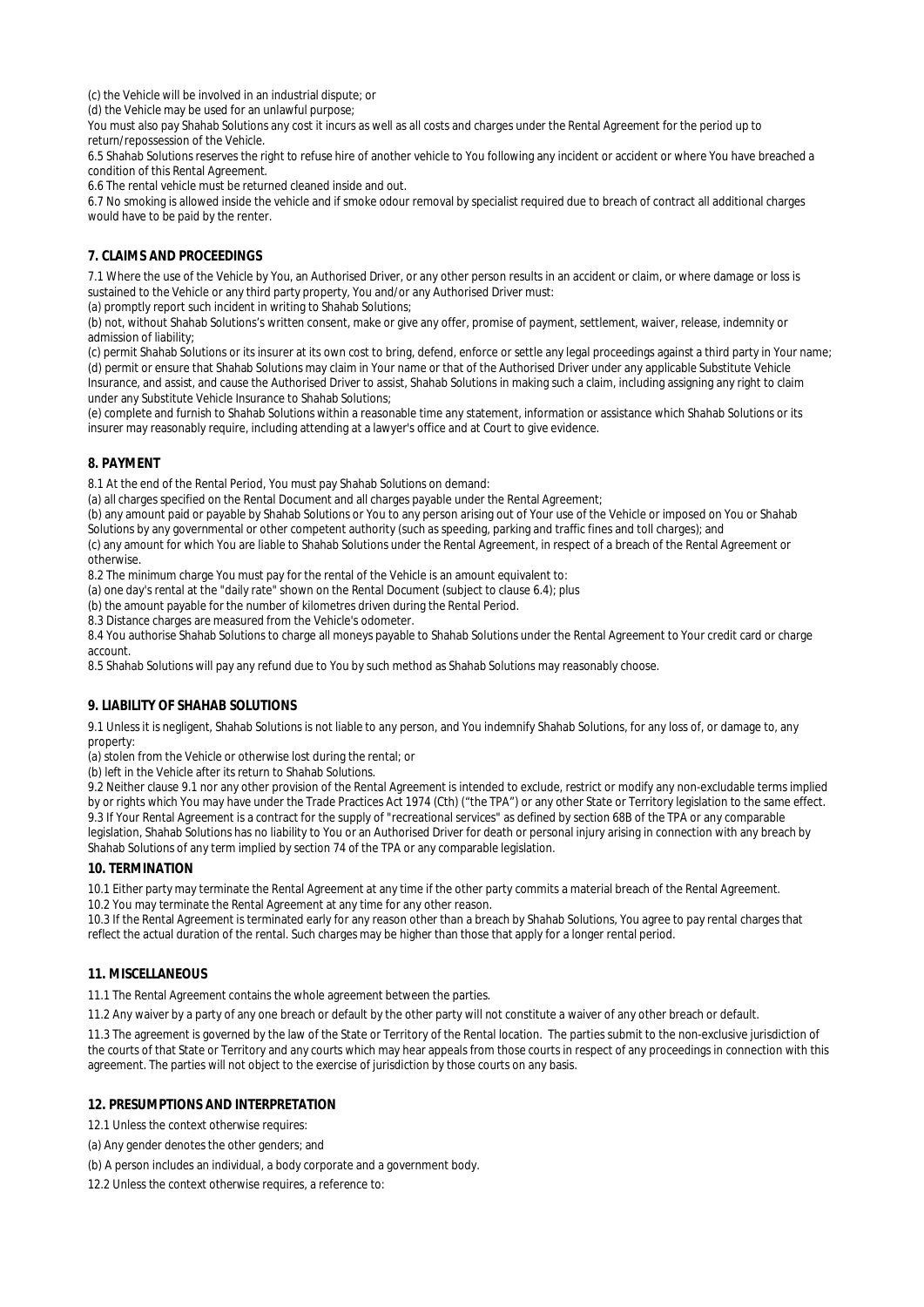(c) the Vehicle will be involved in an industrial dispute; or

(d) the Vehicle may be used for an unlawful purpose;

You must also pay Shahab Solutions any cost it incurs as well as all costs and charges under the Rental Agreement for the period up to return/repossession of the Vehicle.

6.5 Shahab Solutions reserves the right to refuse hire of another vehicle to You following any incident or accident or where You have breached a condition of this Rental Agreement.

6.6 The rental vehicle must be returned cleaned inside and out.

6.7 No smoking is allowed inside the vehicle and if smoke odour removal by specialist required due to breach of contract all additional charges would have to be paid by the renter.

**7. CLAIMS AND PROCEEDINGS**

7.1 Where the use of the Vehicle by You, an Authorised Driver, or any other person results in an accident or claim, or where damage or loss is sustained to the Vehicle or any third party property, You and/or any Authorised Driver must:

(a) promptly report such incident in writing to Shahab Solutions;

(b) not, without Shahab Solutions's written consent, make or give any offer, promise of payment, settlement, waiver, release, indemnity or admission of liability;

(c) permit Shahab Solutions or its insurer at its own cost to bring, defend, enforce or settle any legal proceedings against a third party in Your name;

(d) permit or ensure that Shahab Solutions may claim in Your name or that of the Authorised Driver under any applicable Substitute Vehicle Insurance, and assist, and cause the Authorised Driver to assist, Shahab Solutions in making such a claim, including assigning any right to claim under any Substitute Vehicle Insurance to Shahab Solutions;

(e) complete and furnish to Shahab Solutions within a reasonable time any statement, information or assistance which Shahab Solutions or its insurer may reasonably require, including attending at a lawyer's office and at Court to give evidence.

**8. PAYMENT**

8.1 At the end of the Rental Period, You must pay Shahab Solutions on demand:

(a) all charges specified on the Rental Document and all charges payable under the Rental Agreement;

(b) any amount paid or payable by Shahab Solutions or You to any person arising out of Your use of the Vehicle or imposed on You or Shahab Solutions by any governmental or other competent authority (such as speeding, parking and traffic fines and toll charges); and

(c) any amount for which You are liable to Shahab Solutions under the Rental Agreement, in respect of a breach of the Rental Agreement or otherwise.

8.2 The minimum charge You must pay for the rental of the Vehicle is an amount equivalent to:

(a) one day's rental at the "daily rate" shown on the Rental Document (subject to clause 6.4); plus

(b) the amount payable for the number of kilometres driven during the Rental Period.

8.3 Distance charges are measured from the Vehicle's odometer.

8.4 You authorise Shahab Solutions to charge all moneys payable to Shahab Solutions under the Rental Agreement to Your credit card or charge account.

8.5 Shahab Solutions will pay any refund due to You by such method as Shahab Solutions may reasonably choose.

**9. LIABILITY OF SHAHAB SOLUTIONS**

9.1 Unless it is negligent, Shahab Solutions is not liable to any person, and You indemnify Shahab Solutions, for any loss of, or damage to, any property:

(a) stolen from the Vehicle or otherwise lost during the rental; or

(b) left in the Vehicle after its return to Shahab Solutions.

9.2 Neither clause 9.1 nor any other provision of the Rental Agreement is intended to exclude, restrict or modify any non-excludable terms implied by or rights which You may have under the Trade Practices Act 1974 (Cth) ("the TPA") or any other State or Territory legislation to the same effect.

9.3 If Your Rental Agreement is a contract for the supply of "recreational services" as defined by section 68B of the TPA or any comparable legislation, Shahab Solutions has no liability to You or an Authorised Driver for death or personal injury arising in connection with any breach by Shahab Solutions of any term implied by section 74 of the TPA or any comparable legislation.

**10. TERMINATION**

10.1 Either party may terminate the Rental Agreement at any time if the other party commits a material breach of the Rental Agreement.

10.2 You may terminate the Rental Agreement at any time for any other reason.

10.3 If the Rental Agreement is terminated early for any reason other than a breach by Shahab Solutions, You agree to pay rental charges that reflect the actual duration of the rental. Such charges may be higher than those that apply for a longer rental period.

**11. MISCELLANEOUS**

11.1 The Rental Agreement contains the whole agreement between the parties.

11.2 Any waiver by a party of any one breach or default by the other party will not constitute a waiver of any other breach or default.

11.3 The agreement is governed by the law of the State or Territory of the Rental location. The parties submit to the non-exclusive jurisdiction of the courts of that State or Territory and any courts which may hear appeals from those courts in respect of any proceedings in connection with this agreement. The parties will not object to the exercise of jurisdiction by those courts on any basis.

**12. PRESUMPTIONS AND INTERPRETATION**

12.1 Unless the context otherwise requires:

(a) Any gender denotes the other genders; and

(b) A person includes an individual, a body corporate and a government body.

12.2 Unless the context otherwise requires, a reference to: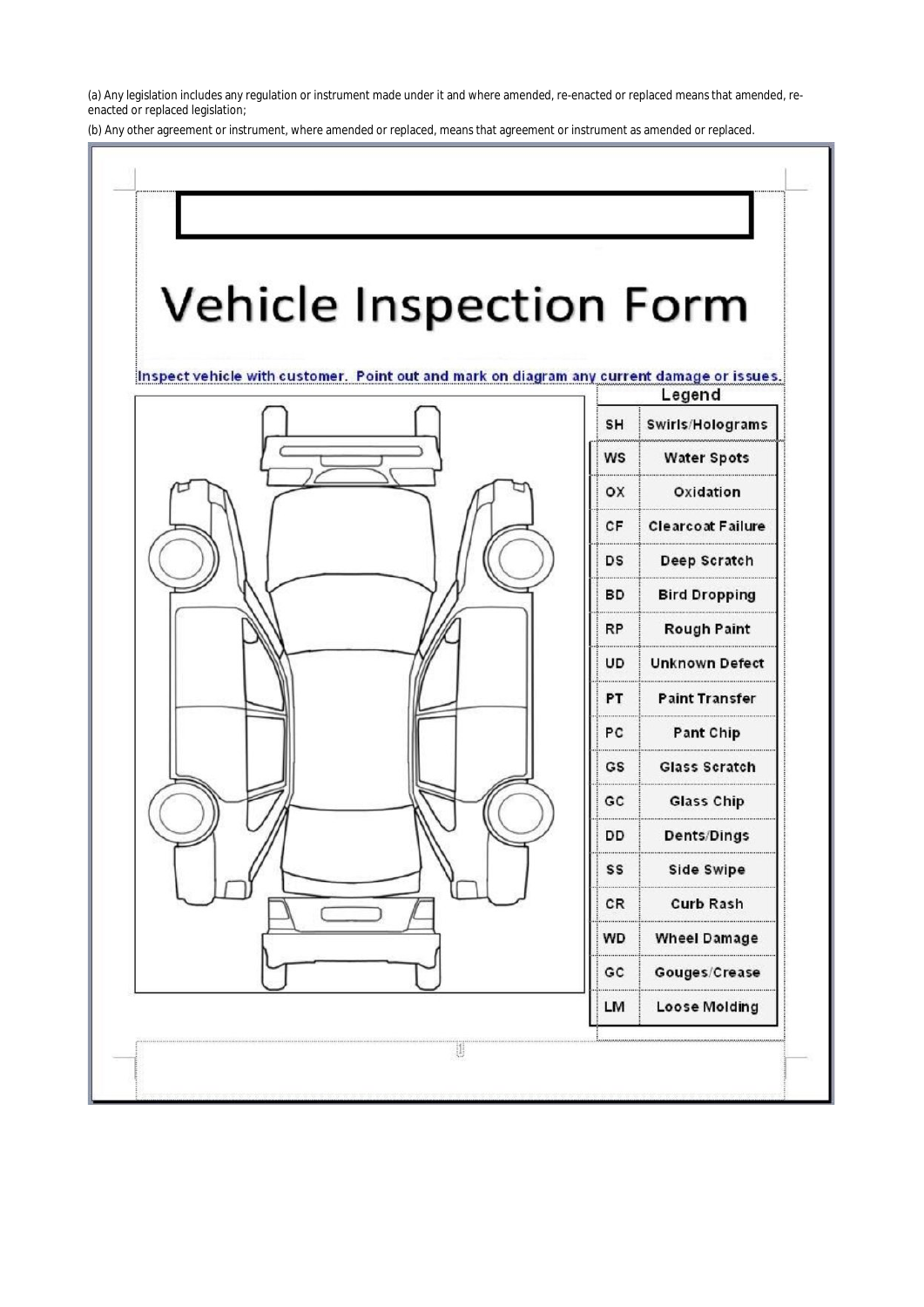(a) Any legislation includes any regulation or instrument made under it and where amended, re-enacted or replaced means that amended, re-enacted or replaced legislation;

(b) Any other agreement or instrument, where amended or replaced, means that agreement or instrument as amended or replaced.

# Vehicle Inspection Form

Inspect vehicle with customer. Point out and mark on diagram any current damage or issues.

| Legend | |
|---|---|
| SH | Swirls/Holograms |
| WS | Water Spots |
| OX | Oxidation |
| CF | Clearcoat Failure |
| DS | Deep Scratch |
| BD | Bird Dropping |
| RP | Rough Paint |
| UD | Unknown Defect |
| PT | Paint Transfer |
| PC | Pant Chip |
| GS | Glass Scratch |
| GC | Glass Chip |
| DD | Dents/Dings |
| SS | Side Swipe |
| CR | Curb Rash |
| WD | Wheel Damage |
| GC | Gouges/Crease |
| LM | Loose Molding |